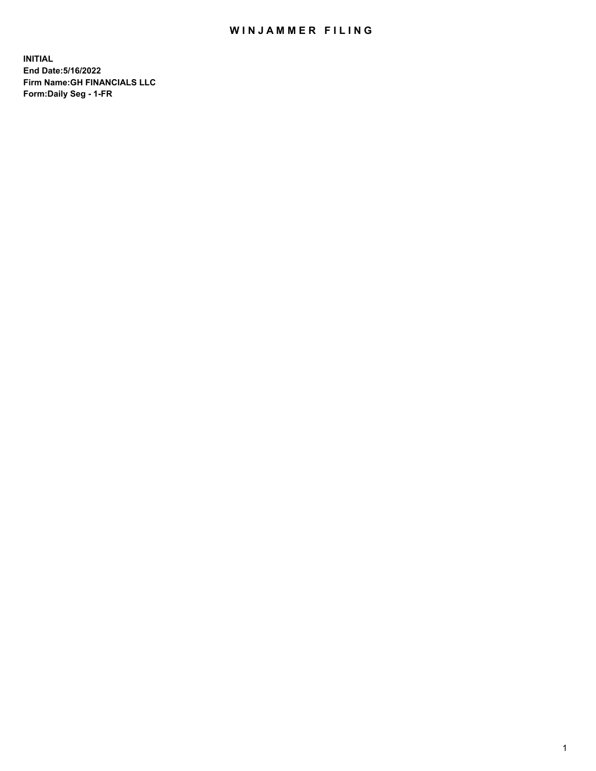# WINJAMMER FILING

**INITIAL**
**End Date:5/16/2022**
**Firm Name:GH FINANCIALS LLC**
**Form:Daily Seg - 1-FR**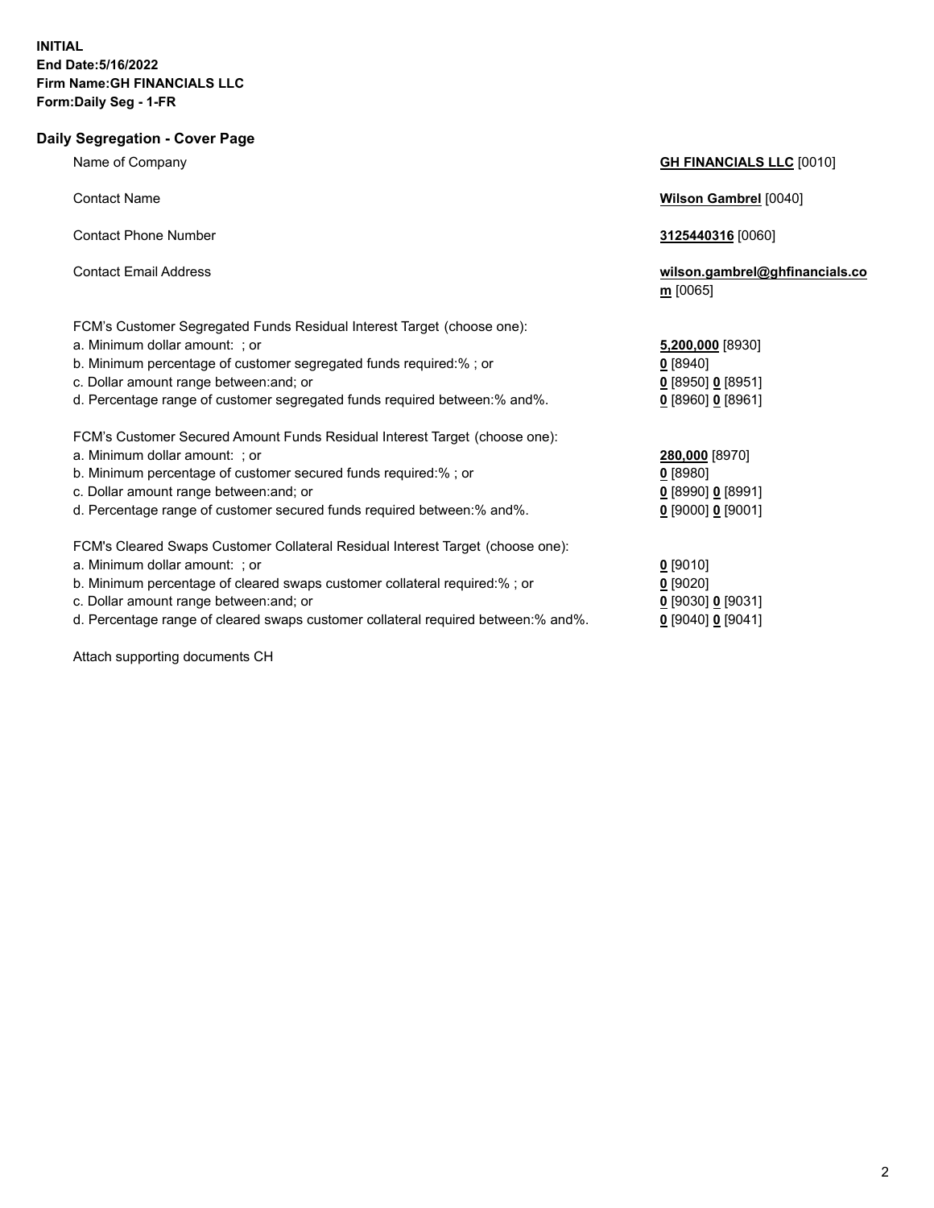**INITIAL**
**End Date:5/16/2022**
**Firm Name:GH FINANCIALS LLC**
**Form:Daily Seg - 1-FR**

## Daily Segregation - Cover Page

| | |
|---|---|
| Name of Company | **GH FINANCIALS LLC** [0010] |
| Contact Name | **Wilson Gambrel** [0040] |
| Contact Phone Number | **3125440316** [0060] |
| Contact Email Address | **wilson.gambrel@ghfinancials.com** [0065] |
| FCM's Customer Segregated Funds Residual Interest Target (choose one): | |
| a. Minimum dollar amount: ; or | **5,200,000** [8930] |
| b. Minimum percentage of customer segregated funds required:% ; or | **0** [8940] |
| c. Dollar amount range between:and; or | **0** [8950] **0** [8951] |
| d. Percentage range of customer segregated funds required between:% and%. | **0** [8960] **0** [8961] |
| FCM's Customer Secured Amount Funds Residual Interest Target (choose one): | |
| a. Minimum dollar amount: ; or | **280,000** [8970] |
| b. Minimum percentage of customer secured funds required:% ; or | **0** [8980] |
| c. Dollar amount range between:and; or | **0** [8990] **0** [8991] |
| d. Percentage range of customer secured funds required between:% and%. | **0** [9000] **0** [9001] |
| FCM's Cleared Swaps Customer Collateral Residual Interest Target (choose one): | |
| a. Minimum dollar amount: ; or | **0** [9010] |
| b. Minimum percentage of cleared swaps customer collateral required:% ; or | **0** [9020] |
| c. Dollar amount range between:and; or | **0** [9030] **0** [9031] |
| d. Percentage range of cleared swaps customer collateral required between:% and%. | **0** [9040] **0** [9041] |

Attach supporting documents CH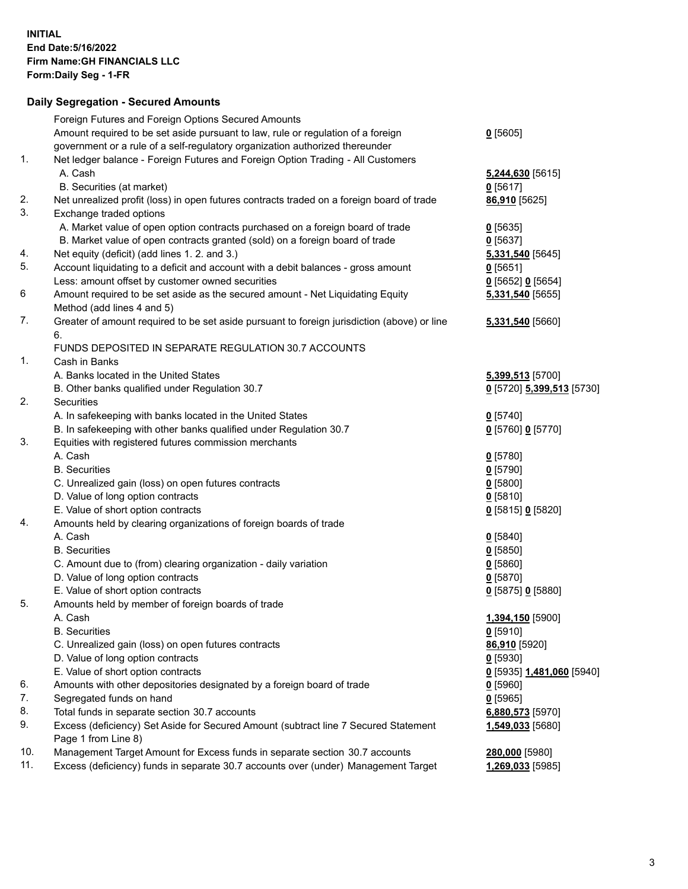**INITIAL**
**End Date:5/16/2022**
**Firm Name:GH FINANCIALS LLC**
**Form:Daily Seg - 1-FR**

## Daily Segregation - Secured Amounts

| | | |
|---|---|---|
| | Foreign Futures and Foreign Options Secured Amounts | |
| | Amount required to be set aside pursuant to law, rule or regulation of a foreign government or a rule of a self-regulatory organization authorized thereunder | **0** [5605] |
| 1. | Net ledger balance - Foreign Futures and Foreign Option Trading - All Customers | |
| | A. Cash | **5,244,630** [5615] |
| | B. Securities (at market) | **0** [5617] |
| 2. | Net unrealized profit (loss) in open futures contracts traded on a foreign board of trade | **86,910** [5625] |
| 3. | Exchange traded options | |
| | A. Market value of open option contracts purchased on a foreign board of trade | **0** [5635] |
| | B. Market value of open contracts granted (sold) on a foreign board of trade | **0** [5637] |
| 4. | Net equity (deficit) (add lines 1. 2. and 3.) | **5,331,540** [5645] |
| 5. | Account liquidating to a deficit and account with a debit balances - gross amount | **0** [5651] |
| | Less: amount offset by customer owned securities | **0** [5652] **0** [5654] |
| 6 | Amount required to be set aside as the secured amount - Net Liquidating Equity Method (add lines 4 and 5) | **5,331,540** [5655] |
| 7. | Greater of amount required to be set aside pursuant to foreign jurisdiction (above) or line 6. | **5,331,540** [5660] |
| | FUNDS DEPOSITED IN SEPARATE REGULATION 30.7 ACCOUNTS | |
| 1. | Cash in Banks | |
| | A. Banks located in the United States | **5,399,513** [5700] |
| | B. Other banks qualified under Regulation 30.7 | **0** [5720] **5,399,513** [5730] |
| 2. | Securities | |
| | A. In safekeeping with banks located in the United States | **0** [5740] |
| | B. In safekeeping with other banks qualified under Regulation 30.7 | **0** [5760] **0** [5770] |
| 3. | Equities with registered futures commission merchants | |
| | A. Cash | **0** [5780] |
| | B. Securities | **0** [5790] |
| | C. Unrealized gain (loss) on open futures contracts | **0** [5800] |
| | D. Value of long option contracts | **0** [5810] |
| | E. Value of short option contracts | **0** [5815] **0** [5820] |
| 4. | Amounts held by clearing organizations of foreign boards of trade | |
| | A. Cash | **0** [5840] |
| | B. Securities | **0** [5850] |
| | C. Amount due to (from) clearing organization - daily variation | **0** [5860] |
| | D. Value of long option contracts | **0** [5870] |
| | E. Value of short option contracts | **0** [5875] **0** [5880] |
| 5. | Amounts held by member of foreign boards of trade | |
| | A. Cash | **1,394,150** [5900] |
| | B. Securities | **0** [5910] |
| | C. Unrealized gain (loss) on open futures contracts | **86,910** [5920] |
| | D. Value of long option contracts | **0** [5930] |
| | E. Value of short option contracts | **0** [5935] **1,481,060** [5940] |
| 6. | Amounts with other depositories designated by a foreign board of trade | **0** [5960] |
| 7. | Segregated funds on hand | **0** [5965] |
| 8. | Total funds in separate section 30.7 accounts | **6,880,573** [5970] |
| 9. | Excess (deficiency) Set Aside for Secured Amount (subtract line 7 Secured Statement Page 1 from Line 8) | **1,549,033** [5680] |
| 10. | Management Target Amount for Excess funds in separate section 30.7 accounts | **280,000** [5980] |
| 11. | Excess (deficiency) funds in separate 30.7 accounts over (under) Management Target | **1,269,033** [5985] |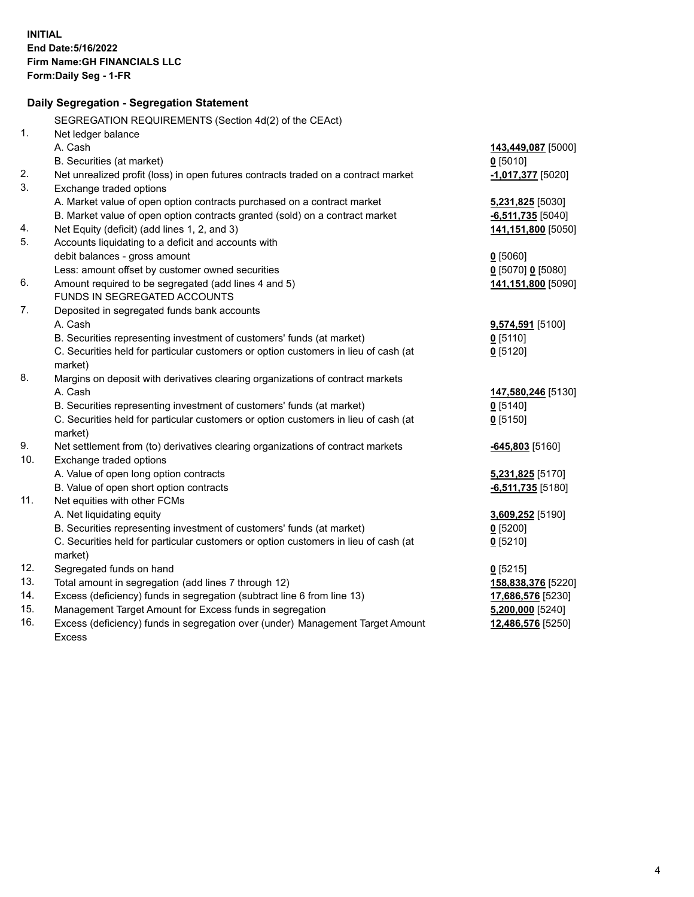**INITIAL**
**End Date:5/16/2022**
**Firm Name:GH FINANCIALS LLC**
**Form:Daily Seg - 1-FR**

## Daily Segregation - Segregation Statement

SEGREGATION REQUIREMENTS (Section 4d(2) of the CEAct)

| | | |
|---|---|---|
| 1. | Net ledger balance | |
| | A. Cash | **143,449,087** [5000] |
| | B. Securities (at market) | **0** [5010] |
| 2. | Net unrealized profit (loss) in open futures contracts traded on a contract market | **-1,017,377** [5020] |
| 3. | Exchange traded options | |
| | A. Market value of open option contracts purchased on a contract market | **5,231,825** [5030] |
| | B. Market value of open option contracts granted (sold) on a contract market | **-6,511,735** [5040] |
| 4. | Net Equity (deficit) (add lines 1, 2, and 3) | **141,151,800** [5050] |
| 5. | Accounts liquidating to a deficit and accounts with debit balances - gross amount | **0** [5060] |
| | Less: amount offset by customer owned securities | **0** [5070] **0** [5080] |
| 6. | Amount required to be segregated (add lines 4 and 5) | **141,151,800** [5090] |
| | FUNDS IN SEGREGATED ACCOUNTS | |
| 7. | Deposited in segregated funds bank accounts | |
| | A. Cash | **9,574,591** [5100] |
| | B. Securities representing investment of customers' funds (at market) | **0** [5110] |
| | C. Securities held for particular customers or option customers in lieu of cash (at market) | **0** [5120] |
| 8. | Margins on deposit with derivatives clearing organizations of contract markets | |
| | A. Cash | **147,580,246** [5130] |
| | B. Securities representing investment of customers' funds (at market) | **0** [5140] |
| | C. Securities held for particular customers or option customers in lieu of cash (at market) | **0** [5150] |
| 9. | Net settlement from (to) derivatives clearing organizations of contract markets | **-645,803** [5160] |
| 10. | Exchange traded options | |
| | A. Value of open long option contracts | **5,231,825** [5170] |
| | B. Value of open short option contracts | **-6,511,735** [5180] |
| 11. | Net equities with other FCMs | |
| | A. Net liquidating equity | **3,609,252** [5190] |
| | B. Securities representing investment of customers' funds (at market) | **0** [5200] |
| | C. Securities held for particular customers or option customers in lieu of cash (at market) | **0** [5210] |
| 12. | Segregated funds on hand | **0** [5215] |
| 13. | Total amount in segregation (add lines 7 through 12) | **158,838,376** [5220] |
| 14. | Excess (deficiency) funds in segregation (subtract line 6 from line 13) | **17,686,576** [5230] |
| 15. | Management Target Amount for Excess funds in segregation | **5,200,000** [5240] |
| 16. | Excess (deficiency) funds in segregation over (under) Management Target Amount Excess | **12,486,576** [5250] |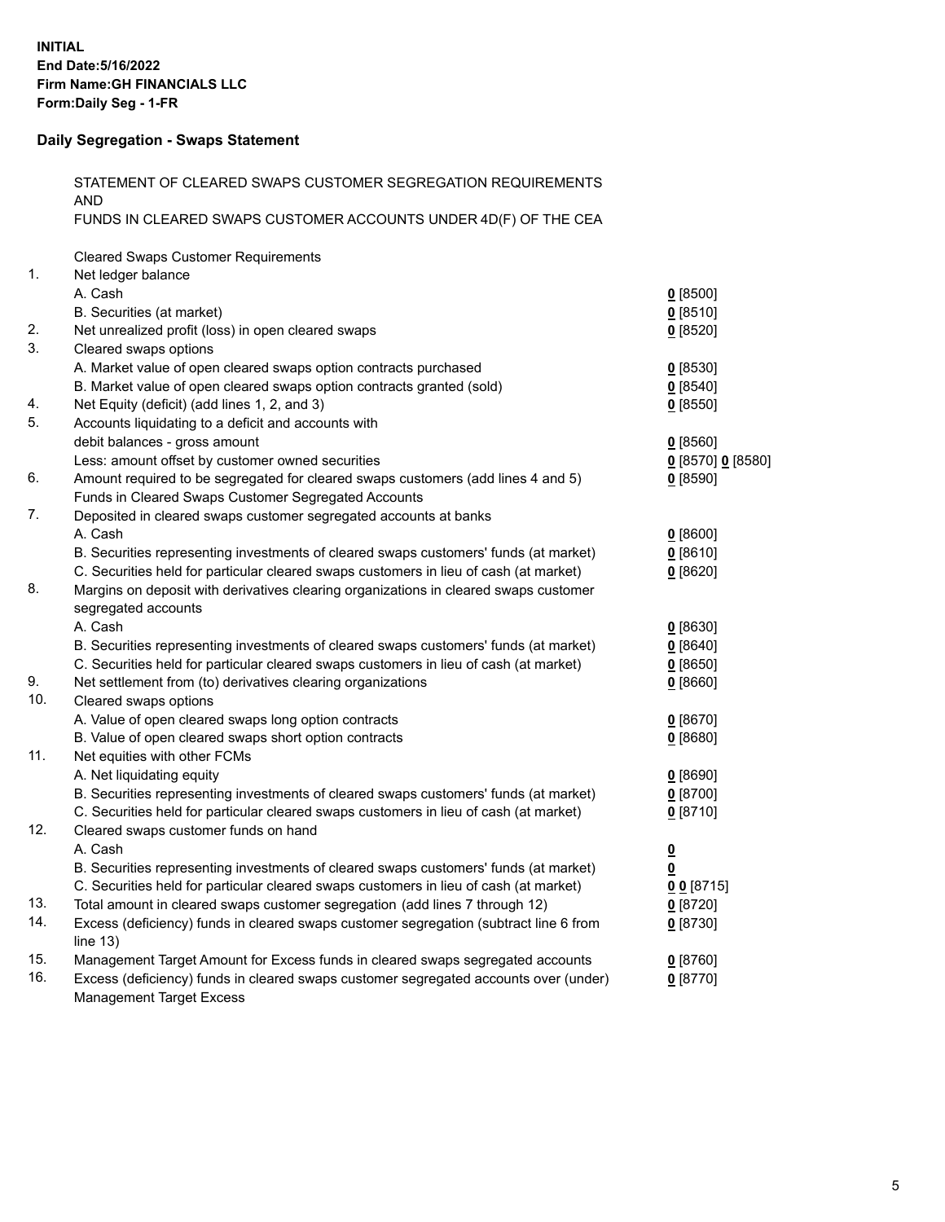**INITIAL**
**End Date:5/16/2022**
**Firm Name:GH FINANCIALS LLC**
**Form:Daily Seg - 1-FR**

**Daily Segregation - Swaps Statement**

STATEMENT OF CLEARED SWAPS CUSTOMER SEGREGATION REQUIREMENTS AND FUNDS IN CLEARED SWAPS CUSTOMER ACCOUNTS UNDER 4D(F) OF THE CEA

| | | |
|---|---|---|
| | Cleared Swaps Customer Requirements | |
| 1. | Net ledger balance | |
| | A. Cash | 0 [8500] |
| | B. Securities (at market) | 0 [8510] |
| 2. | Net unrealized profit (loss) in open cleared swaps | 0 [8520] |
| 3. | Cleared swaps options | |
| | A. Market value of open cleared swaps option contracts purchased | 0 [8530] |
| | B. Market value of open cleared swaps option contracts granted (sold) | 0 [8540] |
| 4. | Net Equity (deficit) (add lines 1, 2, and 3) | 0 [8550] |
| 5. | Accounts liquidating to a deficit and accounts with debit balances - gross amount | 0 [8560] |
| | Less: amount offset by customer owned securities | 0 [8570] 0 [8580] |
| 6. | Amount required to be segregated for cleared swaps customers (add lines 4 and 5) | 0 [8590] |
| | Funds in Cleared Swaps Customer Segregated Accounts | |
| 7. | Deposited in cleared swaps customer segregated accounts at banks | |
| | A. Cash | 0 [8600] |
| | B. Securities representing investments of cleared swaps customers' funds (at market) | 0 [8610] |
| | C. Securities held for particular cleared swaps customers in lieu of cash (at market) | 0 [8620] |
| 8. | Margins on deposit with derivatives clearing organizations in cleared swaps customer segregated accounts | |
| | A. Cash | 0 [8630] |
| | B. Securities representing investments of cleared swaps customers' funds (at market) | 0 [8640] |
| | C. Securities held for particular cleared swaps customers in lieu of cash (at market) | 0 [8650] |
| 9. | Net settlement from (to) derivatives clearing organizations | 0 [8660] |
| 10. | Cleared swaps options | |
| | A. Value of open cleared swaps long option contracts | 0 [8670] |
| | B. Value of open cleared swaps short option contracts | 0 [8680] |
| 11. | Net equities with other FCMs | |
| | A. Net liquidating equity | 0 [8690] |
| | B. Securities representing investments of cleared swaps customers' funds (at market) | 0 [8700] |
| | C. Securities held for particular cleared swaps customers in lieu of cash (at market) | 0 [8710] |
| 12. | Cleared swaps customer funds on hand | |
| | A. Cash | 0 |
| | B. Securities representing investments of cleared swaps customers' funds (at market) | 0 |
| | C. Securities held for particular cleared swaps customers in lieu of cash (at market) | 0 0 [8715] |
| 13. | Total amount in cleared swaps customer segregation (add lines 7 through 12) | 0 [8720] |
| 14. | Excess (deficiency) funds in cleared swaps customer segregation (subtract line 6 from line 13) | 0 [8730] |
| 15. | Management Target Amount for Excess funds in cleared swaps segregated accounts | 0 [8760] |
| 16. | Excess (deficiency) funds in cleared swaps customer segregated accounts over (under) Management Target Excess | 0 [8770] |